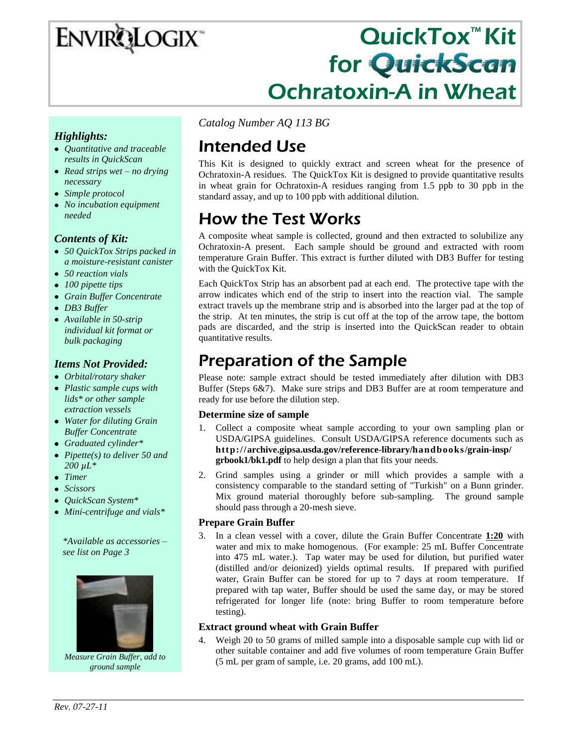# ENVIROLOGIX™

# QuickTox™ Kit for QuickScan Ochratoxin-A in Wheat

*Catalog Number AQ 113 BG*

## Intended Use

This Kit is designed to quickly extract and screen wheat for the presence of Ochratoxin-A residues. The QuickTox Kit is designed to provide quantitative results in wheat grain for Ochratoxin-A residues ranging from 1.5 ppb to 30 ppb in the standard assay, and up to 100 ppb with additional dilution.

## How the Test Works

A composite wheat sample is collected, ground and then extracted to solubilize any Ochratoxin-A present. Each sample should be ground and extracted with room temperature Grain Buffer. This extract is further diluted with DB3 Buffer for testing with the QuickTox Kit.

Each QuickTox Strip has an absorbent pad at each end. The protective tape with the arrow indicates which end of the strip to insert into the reaction vial. The sample extract travels up the membrane strip and is absorbed into the larger pad at the top of the strip. At ten minutes, the strip is cut off at the top of the arrow tape, the bottom pads are discarded, and the strip is inserted into the QuickScan reader to obtain quantitative results.

## Preparation of the Sample

Please note: sample extract should be tested immediately after dilution with DB3 Buffer (Steps 6&7). Make sure strips and DB3 Buffer are at room temperature and ready for use before the dilution step.

### Determine size of sample

1. Collect a composite wheat sample according to your own sampling plan or USDA/GIPSA guidelines. Consult USDA/GIPSA reference documents such as **http://archive.gipsa.usda.gov/reference-library/handbooks/grain-insp/grbook1/bk1.pdf** to help design a plan that fits your needs.
2. Grind samples using a grinder or mill which provides a sample with a consistency comparable to the standard setting of "Turkish" on a Bunn grinder. Mix ground material thoroughly before sub-sampling. The ground sample should pass through a 20-mesh sieve.

### Prepare Grain Buffer

3. In a clean vessel with a cover, dilute the Grain Buffer Concentrate **1:20** with water and mix to make homogenous. (For example: 25 mL Buffer Concentrate into 475 mL water.). Tap water may be used for dilution, but purified water (distilled and/or deionized) yields optimal results. If prepared with purified water, Grain Buffer can be stored for up to 7 days at room temperature. If prepared with tap water, Buffer should be used the same day, or may be stored refrigerated for longer life (note: bring Buffer to room temperature before testing).

### Extract ground wheat with Grain Buffer

4. Weigh 20 to 50 grams of milled sample into a disposable sample cup with lid or other suitable container and add five volumes of room temperature Grain Buffer (5 mL per gram of sample, i.e. 20 grams, add 100 mL).

### *Highlights:*

- *Quantitative and traceable results in QuickScan*
- *Read strips wet – no drying necessary*
- *Simple protocol*
- *No incubation equipment needed*

### *Contents of Kit:*

- *50 QuickTox Strips packed in a moisture-resistant canister*
- *50 reaction vials*
- *100 pipette tips*
- *Grain Buffer Concentrate*
- *DB3 Buffer*
- *Available in 50-strip individual kit format or bulk packaging*

### *Items Not Provided:*

- *Orbital/rotary shaker*
- *Plastic sample cups with lids\* or other sample extraction vessels*
- *Water for diluting Grain Buffer Concentrate*
- *Graduated cylinder\**
- *Pipette(s) to deliver 50 and 200 µL\**
- *Timer*
- *Scissors*
- *QuickScan System\**
- *Mini-centrifuge and vials\**

*\*Available as accessories – see list on Page 3*

*Measure Grain Buffer, add to ground sample*

Rev. 07-27-11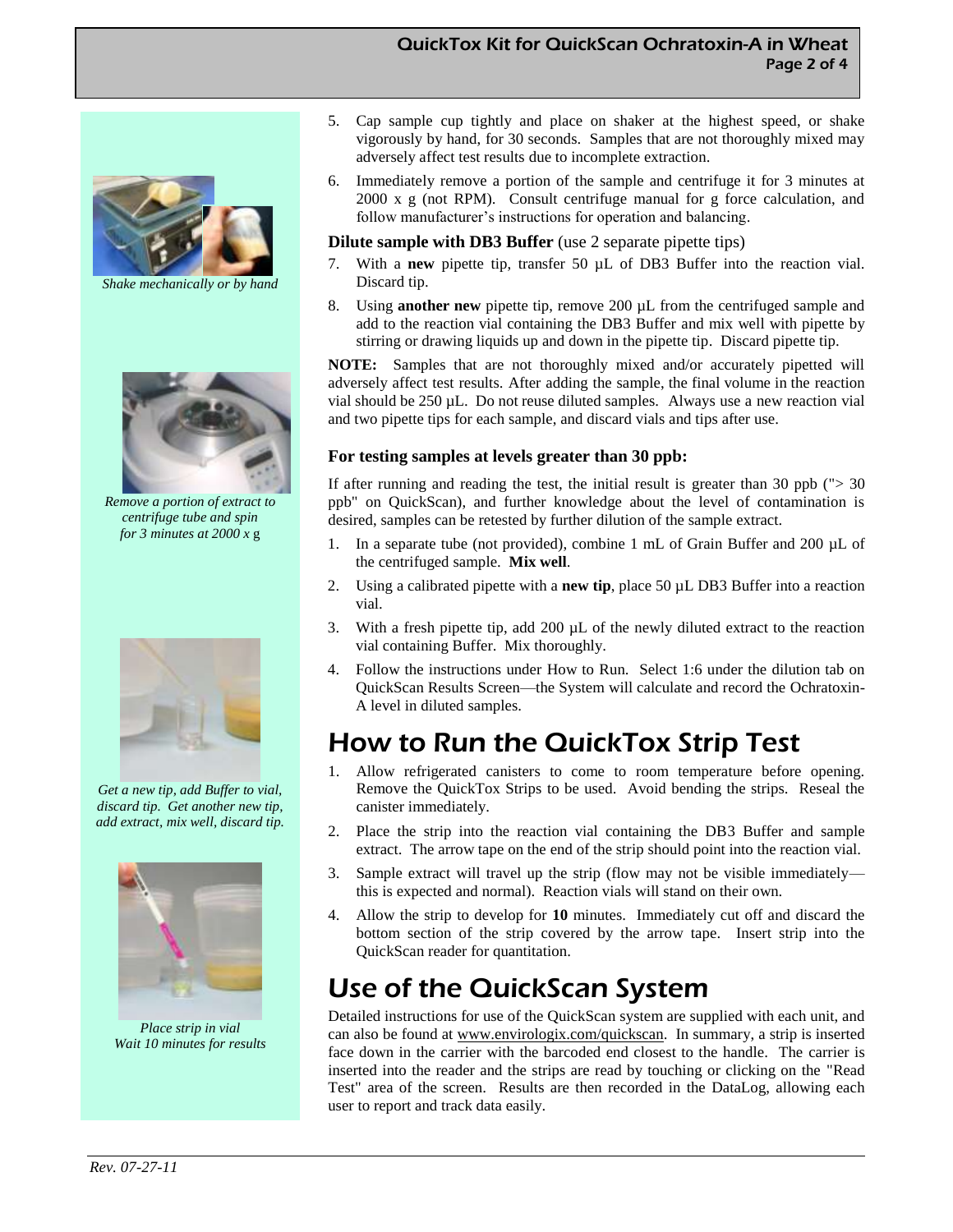5. Cap sample cup tightly and place on shaker at the highest speed, or shake vigorously by hand, for 30 seconds. Samples that are not thoroughly mixed may adversely affect test results due to incomplete extraction.
6. Immediately remove a portion of the sample and centrifuge it for 3 minutes at 2000 x g (not RPM). Consult centrifuge manual for g force calculation, and follow manufacturer's instructions for operation and balancing.

*Shake mechanically or by hand*

**Dilute sample with DB3 Buffer** (use 2 separate pipette tips)

7. With a **new** pipette tip, transfer 50 µL of DB3 Buffer into the reaction vial. Discard tip.
8. Using **another new** pipette tip, remove 200 µL from the centrifuged sample and add to the reaction vial containing the DB3 Buffer and mix well with pipette by stirring or drawing liquids up and down in the pipette tip. Discard pipette tip.

**NOTE:** Samples that are not thoroughly mixed and/or accurately pipetted will adversely affect test results. After adding the sample, the final volume in the reaction vial should be 250 µL. Do not reuse diluted samples. Always use a new reaction vial and two pipette tips for each sample, and discard vials and tips after use.

*Remove a portion of extract to centrifuge tube and spin for 3 minutes at 2000 x* g

### For testing samples at levels greater than 30 ppb:

If after running and reading the test, the initial result is greater than 30 ppb ("> 30 ppb" on QuickScan), and further knowledge about the level of contamination is desired, samples can be retested by further dilution of the sample extract.

1. In a separate tube (not provided), combine 1 mL of Grain Buffer and 200 µL of the centrifuged sample. **Mix well**.
2. Using a calibrated pipette with a **new tip**, place 50 µL DB3 Buffer into a reaction vial.
3. With a fresh pipette tip, add 200 µL of the newly diluted extract to the reaction vial containing Buffer. Mix thoroughly.
4. Follow the instructions under How to Run. Select 1:6 under the dilution tab on QuickScan Results Screen—the System will calculate and record the Ochratoxin-A level in diluted samples.

*Get a new tip, add Buffer to vial, discard tip. Get another new tip, add extract, mix well, discard tip.*

# How to Run the QuickTox Strip Test

1. Allow refrigerated canisters to come to room temperature before opening. Remove the QuickTox Strips to be used. Avoid bending the strips. Reseal the canister immediately.
2. Place the strip into the reaction vial containing the DB3 Buffer and sample extract. The arrow tape on the end of the strip should point into the reaction vial.
3. Sample extract will travel up the strip (flow may not be visible immediately—this is expected and normal). Reaction vials will stand on their own.
4. Allow the strip to develop for **10** minutes. Immediately cut off and discard the bottom section of the strip covered by the arrow tape. Insert strip into the QuickScan reader for quantitation.

*Place strip in vial*
*Wait 10 minutes for results*

# Use of the QuickScan System

Detailed instructions for use of the QuickScan system are supplied with each unit, and can also be found at www.envirologix.com/quickscan. In summary, a strip is inserted face down in the carrier with the barcoded end closest to the handle. The carrier is inserted into the reader and the strips are read by touching or clicking on the "Read Test" area of the screen. Results are then recorded in the DataLog, allowing each user to report and track data easily.

*Rev. 07-27-11*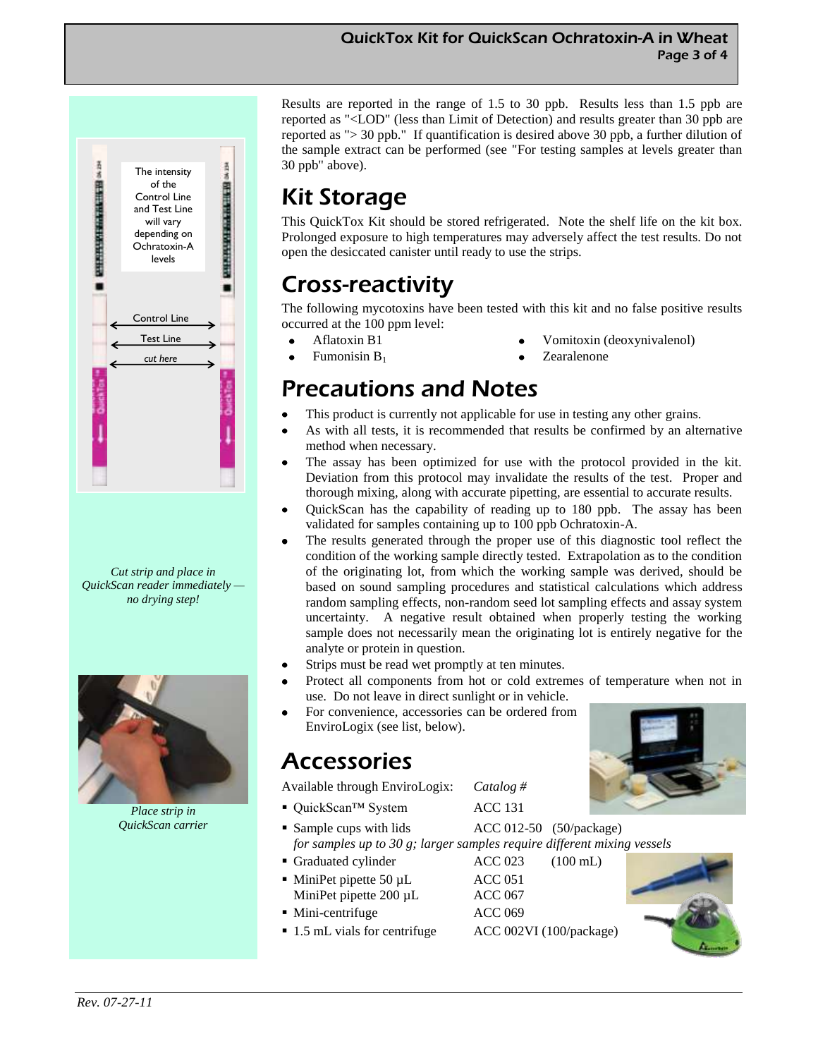The intensity of the Control Line and Test Line will vary depending on Ochratoxin-A levels

Control Line

Test Line

*cut here*

*Cut strip and place in QuickScan reader immediately — no drying step!*

*Place strip in QuickScan carrier*

Results are reported in the range of 1.5 to 30 ppb. Results less than 1.5 ppb are reported as "<LOD" (less than Limit of Detection) and results greater than 30 ppb are reported as "> 30 ppb." If quantification is desired above 30 ppb, a further dilution of the sample extract can be performed (see "For testing samples at levels greater than 30 ppb" above).

# Kit Storage

This QuickTox Kit should be stored refrigerated. Note the shelf life on the kit box. Prolonged exposure to high temperatures may adversely affect the test results. Do not open the desiccated canister until ready to use the strips.

# Cross-reactivity

The following mycotoxins have been tested with this kit and no false positive results occurred at the 100 ppm level:

- Aflatoxin B1
- Fumonisin $B_1$
- Vomitoxin (deoxynivalenol)
- Zearalenone

# Precautions and Notes

- This product is currently not applicable for use in testing any other grains.
- As with all tests, it is recommended that results be confirmed by an alternative method when necessary.
- The assay has been optimized for use with the protocol provided in the kit. Deviation from this protocol may invalidate the results of the test. Proper and thorough mixing, along with accurate pipetting, are essential to accurate results.
- QuickScan has the capability of reading up to 180 ppb. The assay has been validated for samples containing up to 100 ppb Ochratoxin-A.
- The results generated through the proper use of this diagnostic tool reflect the condition of the working sample directly tested. Extrapolation as to the condition of the originating lot, from which the working sample was derived, should be based on sound sampling procedures and statistical calculations which address random sampling effects, non-random seed lot sampling effects and assay system uncertainty. A negative result obtained when properly testing the working sample does not necessarily mean the originating lot is entirely negative for the analyte or protein in question.
- Strips must be read wet promptly at ten minutes.
- Protect all components from hot or cold extremes of temperature when not in use. Do not leave in direct sunlight or in vehicle.
- For convenience, accessories can be ordered from EnviroLogix (see list, below).

# Accessories

| Available through EnviroLogix: | *Catalog #* |
| --- | --- |
| QuickScan™ System | ACC 131 |
| Sample cups with lids | ACC 012-50 (50/package) |
| *for samples up to 30 g; larger samples require different mixing vessels* | |
| Graduated cylinder | ACC 023 (100 mL) |
| MiniPet pipette 50 µL | ACC 051 |
| MiniPet pipette 200 µL | ACC 067 |
| Mini-centrifuge | ACC 069 |
| 1.5 mL vials for centrifuge | ACC 002VI (100/package) |

*Rev. 07-27-11*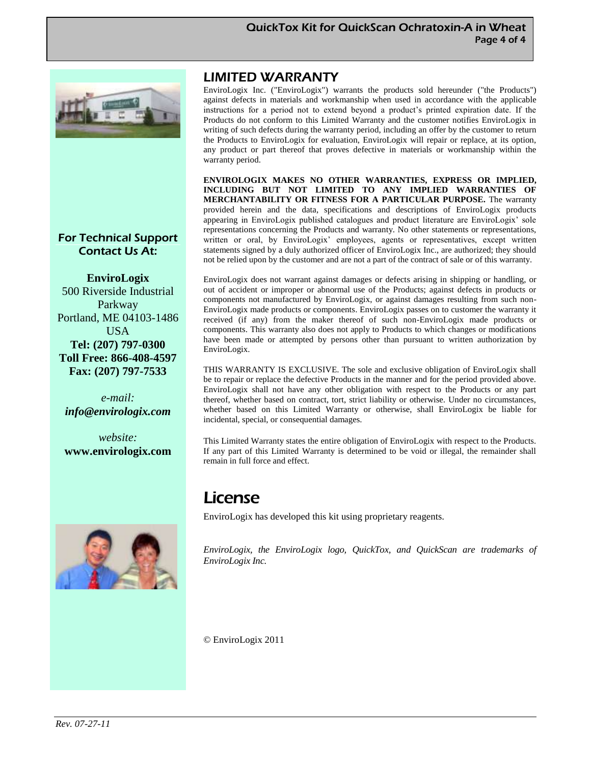## LIMITED WARRANTY

EnviroLogix Inc. ("EnviroLogix") warrants the products sold hereunder ("the Products") against defects in materials and workmanship when used in accordance with the applicable instructions for a period not to extend beyond a product's printed expiration date. If the Products do not conform to this Limited Warranty and the customer notifies EnviroLogix in writing of such defects during the warranty period, including an offer by the customer to return the Products to EnviroLogix for evaluation, EnviroLogix will repair or replace, at its option, any product or part thereof that proves defective in materials or workmanship within the warranty period.

**ENVIROLOGIX MAKES NO OTHER WARRANTIES, EXPRESS OR IMPLIED, INCLUDING BUT NOT LIMITED TO ANY IMPLIED WARRANTIES OF MERCHANTABILITY OR FITNESS FOR A PARTICULAR PURPOSE.** The warranty provided herein and the data, specifications and descriptions of EnviroLogix products appearing in EnviroLogix published catalogues and product literature are EnviroLogix' sole representations concerning the Products and warranty. No other statements or representations, written or oral, by EnviroLogix' employees, agents or representatives, except written statements signed by a duly authorized officer of EnviroLogix Inc., are authorized; they should not be relied upon by the customer and are not a part of the contract of sale or of this warranty.

EnviroLogix does not warrant against damages or defects arising in shipping or handling, or out of accident or improper or abnormal use of the Products; against defects in products or components not manufactured by EnviroLogix, or against damages resulting from such non-EnviroLogix made products or components. EnviroLogix passes on to customer the warranty it received (if any) from the maker thereof of such non-EnviroLogix made products or components. This warranty also does not apply to Products to which changes or modifications have been made or attempted by persons other than pursuant to written authorization by EnviroLogix.

THIS WARRANTY IS EXCLUSIVE. The sole and exclusive obligation of EnviroLogix shall be to repair or replace the defective Products in the manner and for the period provided above. EnviroLogix shall not have any other obligation with respect to the Products or any part thereof, whether based on contract, tort, strict liability or otherwise. Under no circumstances, whether based on this Limited Warranty or otherwise, shall EnviroLogix be liable for incidental, special, or consequential damages.

This Limited Warranty states the entire obligation of EnviroLogix with respect to the Products. If any part of this Limited Warranty is determined to be void or illegal, the remainder shall remain in full force and effect.

## License

EnviroLogix has developed this kit using proprietary reagents.

*EnviroLogix, the EnviroLogix logo, QuickTox, and QuickScan are trademarks of EnviroLogix Inc.*

© EnviroLogix 2011

### For Technical Support Contact Us At:

**EnviroLogix**
500 Riverside Industrial Parkway
Portland, ME 04103-1486
USA
**Tel: (207) 797-0300**
**Toll Free: 866-408-4597**
**Fax: (207) 797-7533**

*e-mail:*
***info@envirologix.com***

*website:*
**www.envirologix.com**

*Rev. 07-27-11*